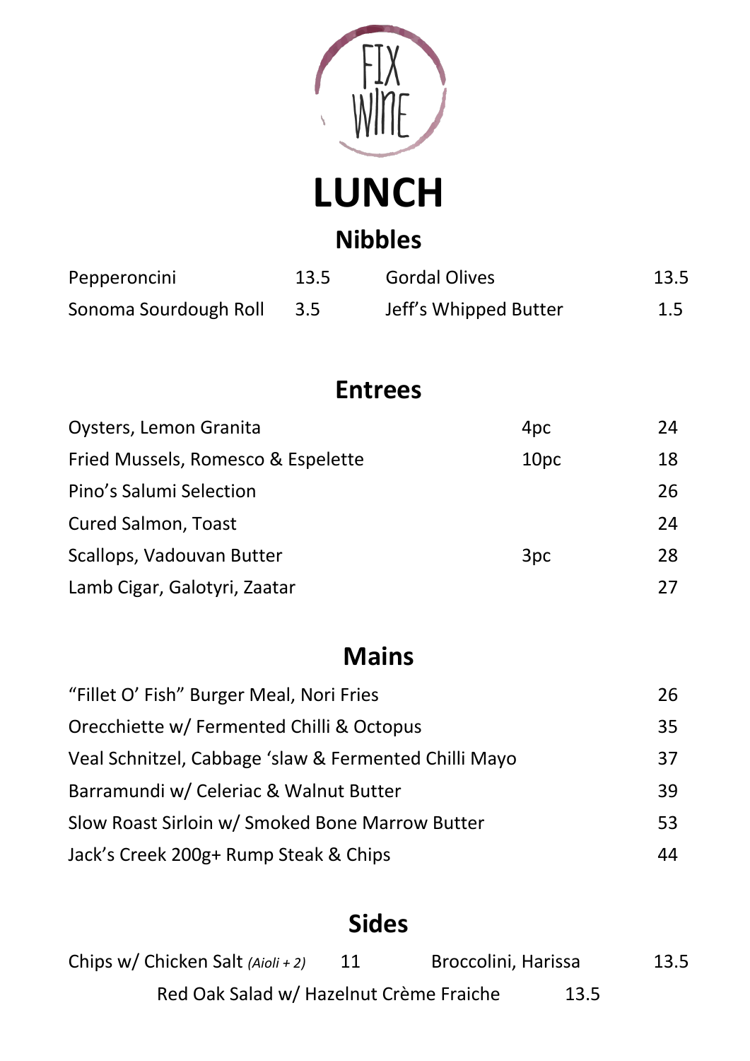FIX WINE

# LUNCH

## Nibbles

| | | | |
|---|---|---|---|
| Pepperoncini | 13.5 | Gordal Olives | 13.5 |
| Sonoma Sourdough Roll | 3.5 | Jeff's Whipped Butter | 1.5 |

## Entrees

| | | |
|---|---|---|
| Oysters, Lemon Granita | 4pc | 24 |
| Fried Mussels, Romesco & Espelette | 10pc | 18 |
| Pino's Salumi Selection | | 26 |
| Cured Salmon, Toast | | 24 |
| Scallops, Vadouvan Butter | 3pc | 28 |
| Lamb Cigar, Galotyri, Zaatar | | 27 |

## Mains

| | |
|---|---|
| "Fillet O' Fish" Burger Meal, Nori Fries | 26 |
| Orecchiette w/ Fermented Chilli & Octopus | 35 |
| Veal Schnitzel, Cabbage 'slaw & Fermented Chilli Mayo | 37 |
| Barramundi w/ Celeriac & Walnut Butter | 39 |
| Slow Roast Sirloin w/ Smoked Bone Marrow Butter | 53 |
| Jack's Creek 200g+ Rump Steak & Chips | 44 |

## Sides

| | | | |
|---|---|---|---|
| Chips w/ Chicken Salt *(Aioli + 2)* | 11 | Broccolini, Harissa | 13.5 |
| Red Oak Salad w/ Hazelnut Crème Fraiche | 13.5 | | |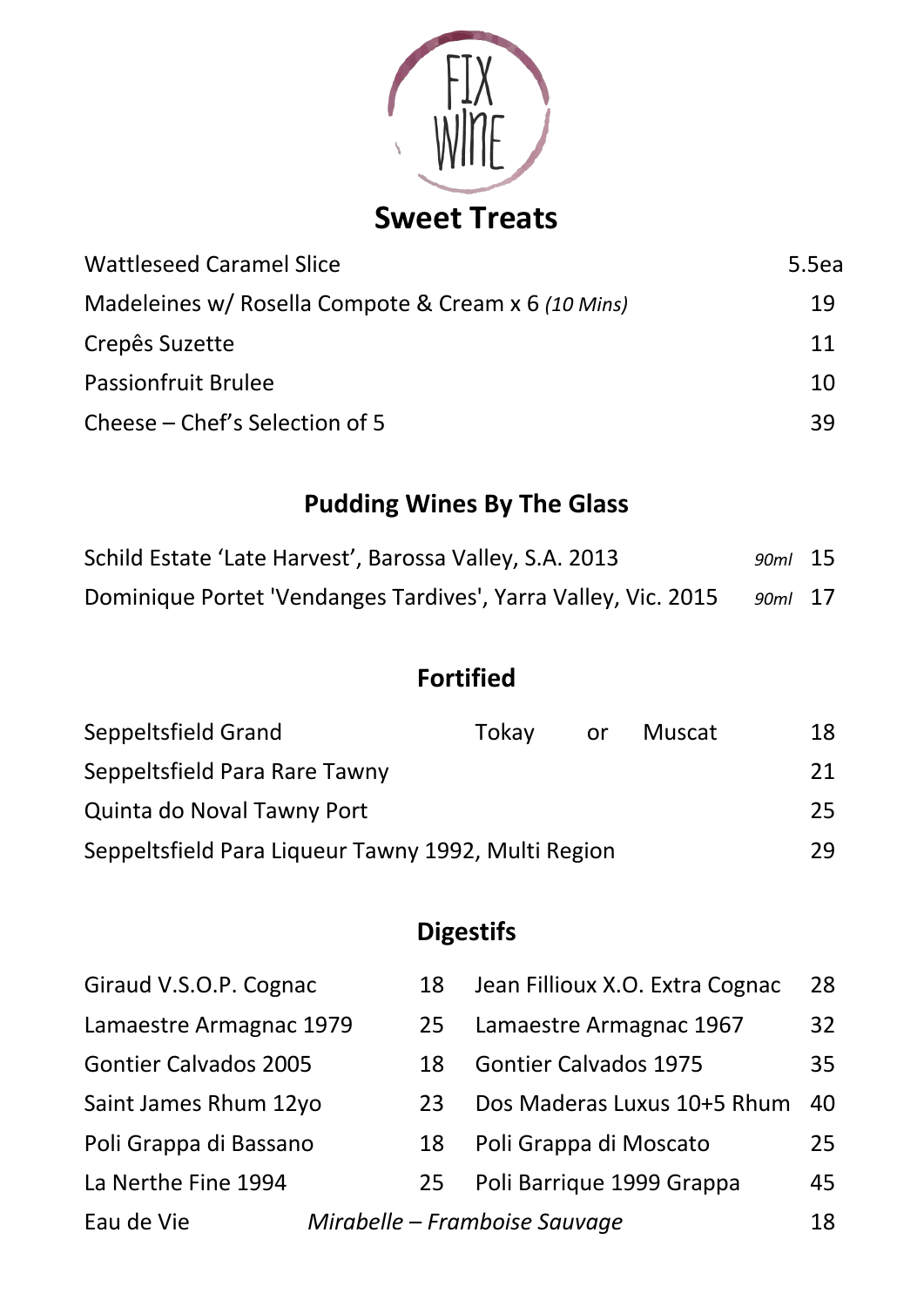FIX WINE

## Sweet Treats

| | |
|---|---|
| Wattleseed Caramel Slice | 5.5ea |
| Madeleines w/ Rosella Compote & Cream x 6 *(10 Mins)* | 19 |
| Crepês Suzette | 11 |
| Passionfruit Brulee | 10 |
| Cheese – Chef's Selection of 5 | 39 |

## Pudding Wines By The Glass

| | | |
|---|---|---|
| Schild Estate 'Late Harvest', Barossa Valley, S.A. 2013 | *90ml* | 15 |
| Dominique Portet 'Vendanges Tardives', Yarra Valley, Vic. 2015 | *90ml* | 17 |

## Fortified

| | |
|---|---|
| Seppeltsfield Grand Tokay or Muscat | 18 |
| Seppeltsfield Para Rare Tawny | 21 |
| Quinta do Noval Tawny Port | 25 |
| Seppeltsfield Para Liqueur Tawny 1992, Multi Region | 29 |

## Digestifs

| | | | |
|---|---|---|---|
| Giraud V.S.O.P. Cognac | 18 | Jean Fillioux X.O. Extra Cognac | 28 |
| Lamaestre Armagnac 1979 | 25 | Lamaestre Armagnac 1967 | 32 |
| Gontier Calvados 2005 | 18 | Gontier Calvados 1975 | 35 |
| Saint James Rhum 12yo | 23 | Dos Maderas Luxus 10+5 Rhum | 40 |
| Poli Grappa di Bassano | 18 | Poli Grappa di Moscato | 25 |
| La Nerthe Fine 1994 | 25 | Poli Barrique 1999 Grappa | 45 |

Eau de Vie *Mirabelle – Framboise Sauvage* 18